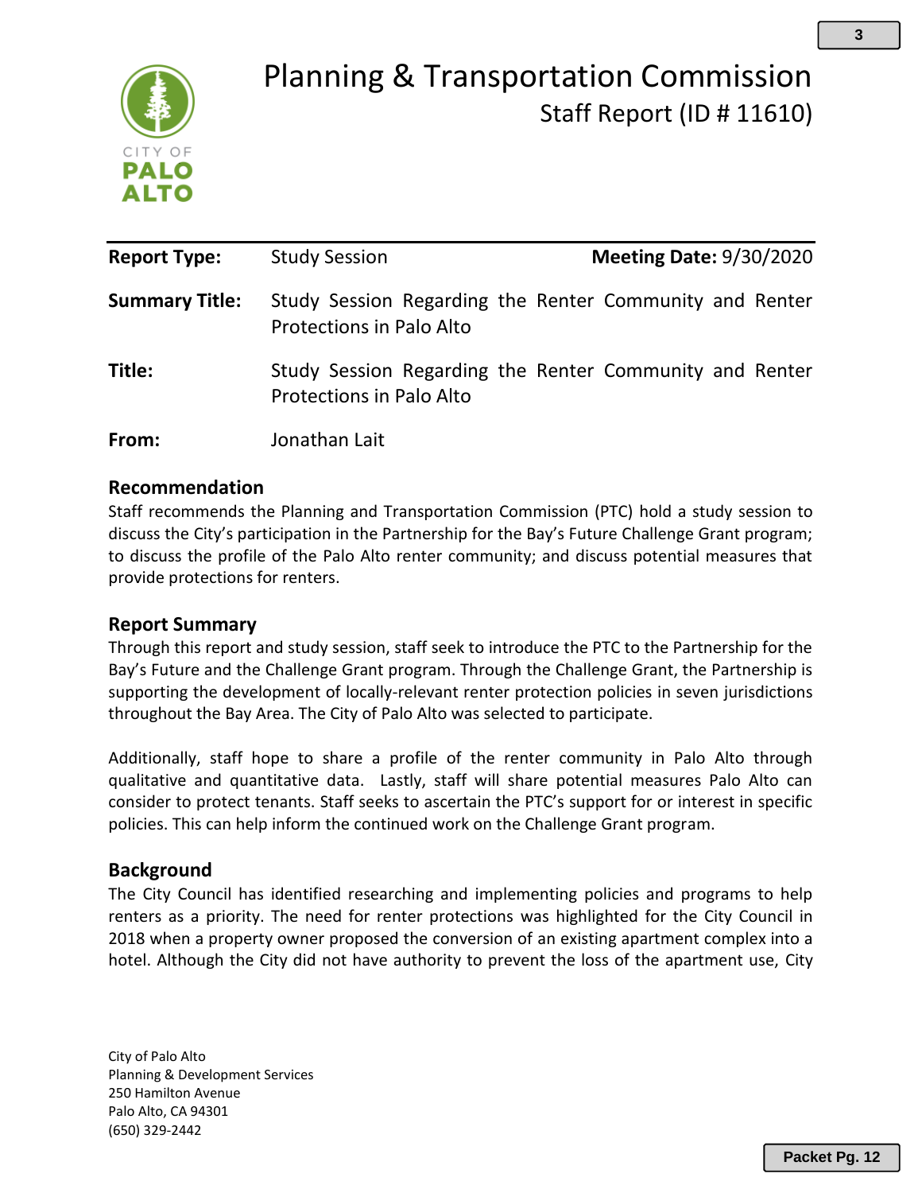# Planning & Transportation Commission
## Staff Report (ID # 11610)

| | | |
|---|---|---|
| **Report Type:** | Study Session | **Meeting Date:** 9/30/2020 |
| **Summary Title:** | Study Session Regarding the Renter Community and Renter Protections in Palo Alto | |
| **Title:** | Study Session Regarding the Renter Community and Renter Protections in Palo Alto | |
| **From:** | Jonathan Lait | |

## Recommendation

Staff recommends the Planning and Transportation Commission (PTC) hold a study session to discuss the City's participation in the Partnership for the Bay's Future Challenge Grant program; to discuss the profile of the Palo Alto renter community; and discuss potential measures that provide protections for renters.

## Report Summary

Through this report and study session, staff seek to introduce the PTC to the Partnership for the Bay's Future and the Challenge Grant program. Through the Challenge Grant, the Partnership is supporting the development of locally-relevant renter protection policies in seven jurisdictions throughout the Bay Area. The City of Palo Alto was selected to participate.

Additionally, staff hope to share a profile of the renter community in Palo Alto through qualitative and quantitative data. Lastly, staff will share potential measures Palo Alto can consider to protect tenants. Staff seeks to ascertain the PTC's support for or interest in specific policies. This can help inform the continued work on the Challenge Grant program.

## Background

The City Council has identified researching and implementing policies and programs to help renters as a priority. The need for renter protections was highlighted for the City Council in 2018 when a property owner proposed the conversion of an existing apartment complex into a hotel. Although the City did not have authority to prevent the loss of the apartment use, City

City of Palo Alto
Planning & Development Services
250 Hamilton Avenue
Palo Alto, CA 94301
(650) 329-2442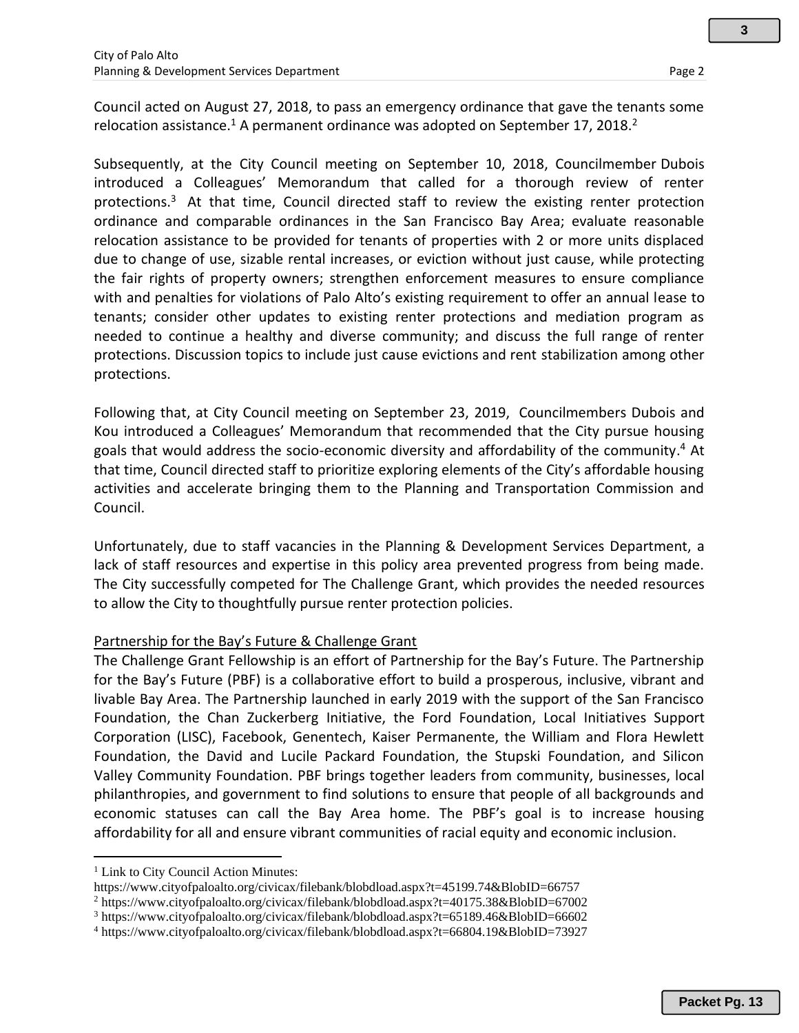Council acted on August 27, 2018, to pass an emergency ordinance that gave the tenants some relocation assistance.[1] A permanent ordinance was adopted on September 17, 2018.[2]

Subsequently, at the City Council meeting on September 10, 2018, Councilmember Dubois introduced a Colleagues' Memorandum that called for a thorough review of renter protections.[3] At that time, Council directed staff to review the existing renter protection ordinance and comparable ordinances in the San Francisco Bay Area; evaluate reasonable relocation assistance to be provided for tenants of properties with 2 or more units displaced due to change of use, sizable rental increases, or eviction without just cause, while protecting the fair rights of property owners; strengthen enforcement measures to ensure compliance with and penalties for violations of Palo Alto's existing requirement to offer an annual lease to tenants; consider other updates to existing renter protections and mediation program as needed to continue a healthy and diverse community; and discuss the full range of renter protections. Discussion topics to include just cause evictions and rent stabilization among other protections.

Following that, at City Council meeting on September 23, 2019, Councilmembers Dubois and Kou introduced a Colleagues' Memorandum that recommended that the City pursue housing goals that would address the socio-economic diversity and affordability of the community.[4] At that time, Council directed staff to prioritize exploring elements of the City's affordable housing activities and accelerate bringing them to the Planning and Transportation Commission and Council.

Unfortunately, due to staff vacancies in the Planning & Development Services Department, a lack of staff resources and expertise in this policy area prevented progress from being made. The City successfully competed for The Challenge Grant, which provides the needed resources to allow the City to thoughtfully pursue renter protection policies.

Partnership for the Bay's Future & Challenge Grant

The Challenge Grant Fellowship is an effort of Partnership for the Bay's Future. The Partnership for the Bay's Future (PBF) is a collaborative effort to build a prosperous, inclusive, vibrant and livable Bay Area. The Partnership launched in early 2019 with the support of the San Francisco Foundation, the Chan Zuckerberg Initiative, the Ford Foundation, Local Initiatives Support Corporation (LISC), Facebook, Genentech, Kaiser Permanente, the William and Flora Hewlett Foundation, the David and Lucile Packard Foundation, the Stupski Foundation, and Silicon Valley Community Foundation. PBF brings together leaders from community, businesses, local philanthropies, and government to find solutions to ensure that people of all backgrounds and economic statuses can call the Bay Area home. The PBF's goal is to increase housing affordability for all and ensure vibrant communities of racial equity and economic inclusion.

---

[1] Link to City Council Action Minutes:
https://www.cityofpaloalto.org/civicax/filebank/blobdload.aspx?t=45199.74&BlobID=66757

[2] https://www.cityofpaloalto.org/civicax/filebank/blobdload.aspx?t=40175.38&BlobID=67002

[3] https://www.cityofpaloalto.org/civicax/filebank/blobdload.aspx?t=65189.46&BlobID=66602

[4] https://www.cityofpaloalto.org/civicax/filebank/blobdload.aspx?t=66804.19&BlobID=73927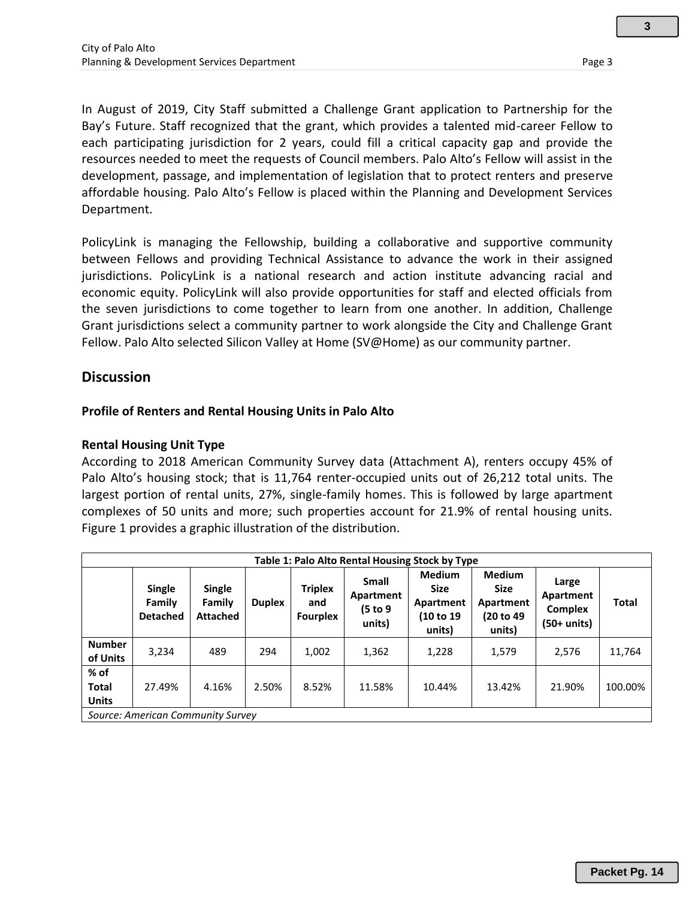In August of 2019, City Staff submitted a Challenge Grant application to Partnership for the Bay's Future. Staff recognized that the grant, which provides a talented mid-career Fellow to each participating jurisdiction for 2 years, could fill a critical capacity gap and provide the resources needed to meet the requests of Council members. Palo Alto's Fellow will assist in the development, passage, and implementation of legislation that to protect renters and preserve affordable housing. Palo Alto's Fellow is placed within the Planning and Development Services Department.

PolicyLink is managing the Fellowship, building a collaborative and supportive community between Fellows and providing Technical Assistance to advance the work in their assigned jurisdictions. PolicyLink is a national research and action institute advancing racial and economic equity. PolicyLink will also provide opportunities for staff and elected officials from the seven jurisdictions to come together to learn from one another. In addition, Challenge Grant jurisdictions select a community partner to work alongside the City and Challenge Grant Fellow. Palo Alto selected Silicon Valley at Home (SV@Home) as our community partner.

## Discussion

### Profile of Renters and Rental Housing Units in Palo Alto

**Rental Housing Unit Type**

According to 2018 American Community Survey data (Attachment A), renters occupy 45% of Palo Alto's housing stock; that is 11,764 renter-occupied units out of 26,212 total units. The largest portion of rental units, 27%, single-family homes. This is followed by large apartment complexes of 50 units and more; such properties account for 21.9% of rental housing units. Figure 1 provides a graphic illustration of the distribution.

**Table 1: Palo Alto Rental Housing Stock by Type**

| | Single Family Detached | Single Family Attached | Duplex | Triplex and Fourplex | Small Apartment (5 to 9 units) | Medium Size Apartment (10 to 19 units) | Medium Size Apartment (20 to 49 units) | Large Apartment Complex (50+ units) | Total |
|---|---|---|---|---|---|---|---|---|---|
| Number of Units | 3,234 | 489 | 294 | 1,002 | 1,362 | 1,228 | 1,579 | 2,576 | 11,764 |
| % of Total Units | 27.49% | 4.16% | 2.50% | 8.52% | 11.58% | 10.44% | 13.42% | 21.90% | 100.00% |

*Source: American Community Survey*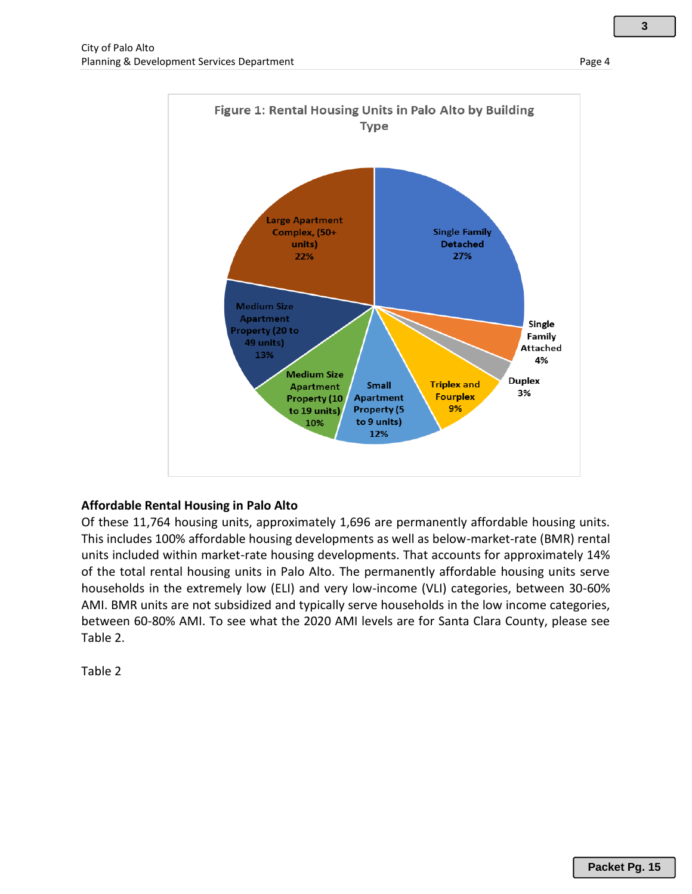**Figure 1: Rental Housing Units in Palo Alto by Building Type**

| Building Type | Share |
| --- | --- |
| Single Family Detached | 27% |
| Single Family Attached | 4% |
| Duplex | 3% |
| Triplex and Fourplex | 9% |
| Small Apartment Property (5 to 9 units) | 12% |
| Medium Size Apartment Property (10 to 19 units) | 10% |
| Medium Size Apartment Property (20 to 49 units) | 13% |
| Large Apartment Complex, (50+ units) | 22% |

## Affordable Rental Housing in Palo Alto

Of these 11,764 housing units, approximately 1,696 are permanently affordable housing units. This includes 100% affordable housing developments as well as below-market-rate (BMR) rental units included within market-rate housing developments. That accounts for approximately 14% of the total rental housing units in Palo Alto. The permanently affordable housing units serve households in the extremely low (ELI) and very low-income (VLI) categories, between 30-60% AMI. BMR units are not subsidized and typically serve households in the low income categories, between 60-80% AMI. To see what the 2020 AMI levels are for Santa Clara County, please see Table 2.

Table 2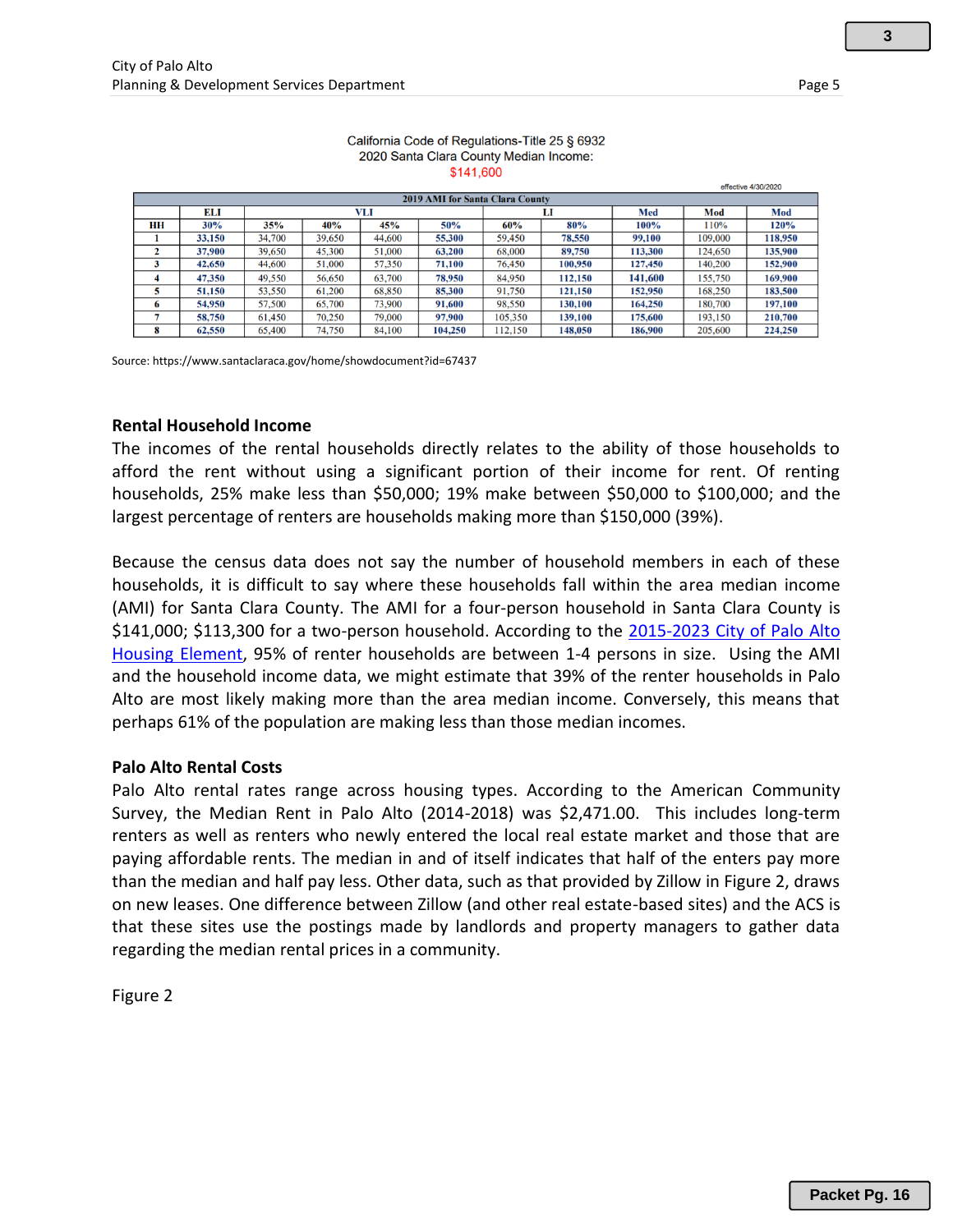California Code of Regulations-Title 25 § 6932
2020 Santa Clara County Median Income:
$141,600

effective 4/30/2020

| 2019 AMI for Santa Clara County | | | | | | | | | | |
|---|---|---|---|---|---|---|---|---|---|---|
| | ELI | VLI | | | | LI | | Med | Mod | Mod |
| HH | 30% | 35% | 40% | 45% | 50% | 60% | 80% | 100% | 110% | 120% |
| 1 | 33,150 | 34,700 | 39,650 | 44,600 | 55,300 | 59,450 | 78,550 | 99,100 | 109,000 | 118,950 |
| 2 | 37,900 | 39,650 | 45,300 | 51,000 | 63,200 | 68,000 | 89,750 | 113,300 | 124,650 | 135,900 |
| 3 | 42,650 | 44,600 | 51,000 | 57,350 | 71,100 | 76,450 | 100,950 | 127,450 | 140,200 | 152,900 |
| 4 | 47,350 | 49,550 | 56,650 | 63,700 | 78,950 | 84,950 | 112,150 | 141,600 | 155,750 | 169,900 |
| 5 | 51,150 | 53,550 | 61,200 | 68,850 | 85,300 | 91,750 | 121,150 | 152,950 | 168,250 | 183,500 |
| 6 | 54,950 | 57,500 | 65,700 | 73,900 | 91,600 | 98,550 | 130,100 | 164,250 | 180,700 | 197,100 |
| 7 | 58,750 | 61,450 | 70,250 | 79,000 | 97,900 | 105,350 | 139,100 | 175,600 | 193,150 | 210,700 |
| 8 | 62,550 | 65,400 | 74,750 | 84,100 | 104,250 | 112,150 | 148,050 | 186,900 | 205,600 | 224,250 |

Source: https://www.santaclaraca.gov/home/showdocument?id=67437

### Rental Household Income

The incomes of the rental households directly relates to the ability of those households to afford the rent without using a significant portion of their income for rent. Of renting households, 25% make less than $50,000; 19% make between $50,000 to $100,000; and the largest percentage of renters are households making more than $150,000 (39%).

Because the census data does not say the number of household members in each of these households, it is difficult to say where these households fall within the area median income (AMI) for Santa Clara County. The AMI for a four-person household in Santa Clara County is $141,000; $113,300 for a two-person household. According to the 2015-2023 City of Palo Alto Housing Element, 95% of renter households are between 1-4 persons in size. Using the AMI and the household income data, we might estimate that 39% of the renter households in Palo Alto are most likely making more than the area median income. Conversely, this means that perhaps 61% of the population are making less than those median incomes.

### Palo Alto Rental Costs

Palo Alto rental rates range across housing types. According to the American Community Survey, the Median Rent in Palo Alto (2014-2018) was $2,471.00. This includes long-term renters as well as renters who newly entered the local real estate market and those that are paying affordable rents. The median in and of itself indicates that half of the enters pay more than the median and half pay less. Other data, such as that provided by Zillow in Figure 2, draws on new leases. One difference between Zillow (and other real estate-based sites) and the ACS is that these sites use the postings made by landlords and property managers to gather data regarding the median rental prices in a community.

Figure 2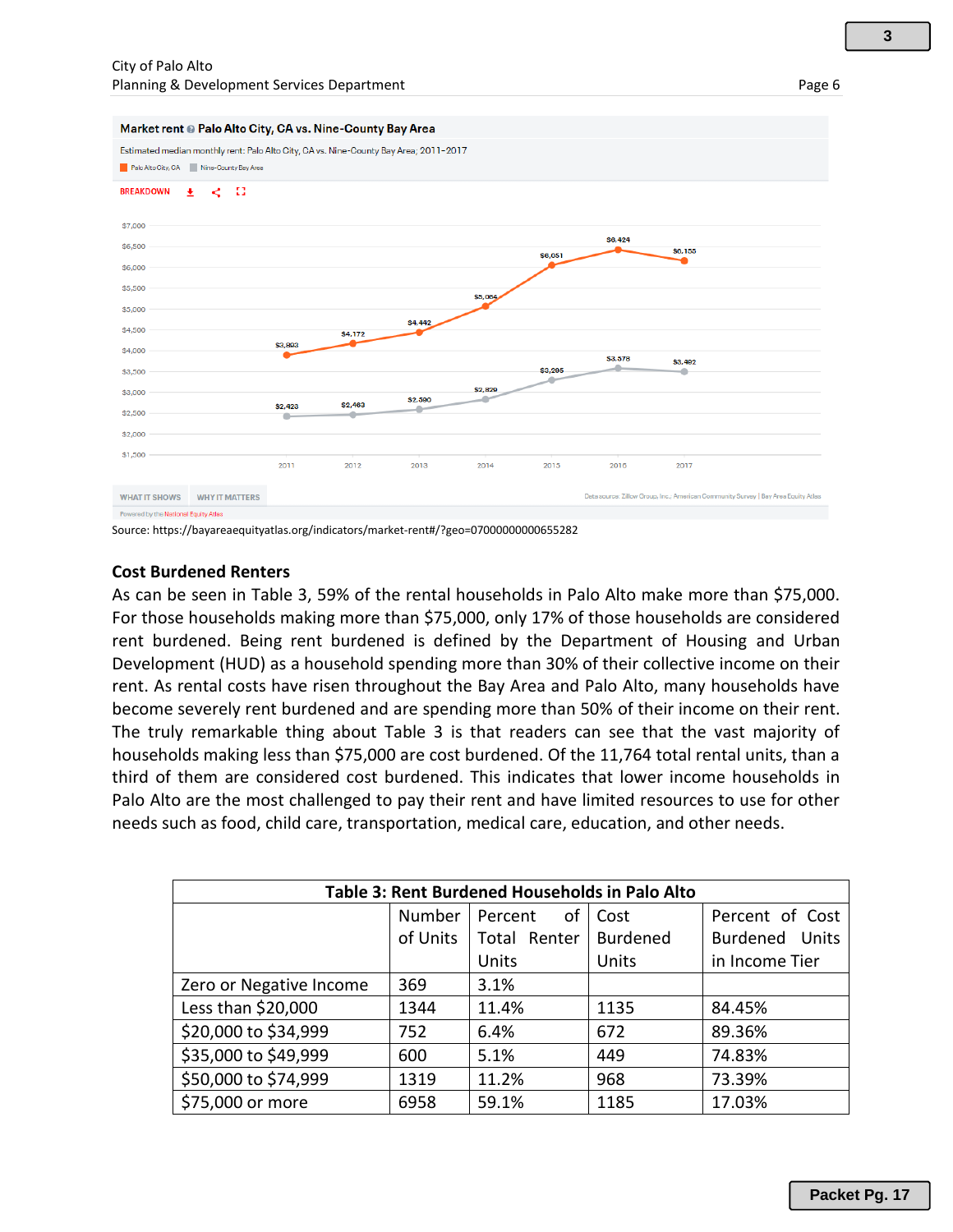**Market rent** Palo Alto City, CA vs. Nine-County Bay Area

Estimated median monthly rent: Palo Alto City, CA vs. Nine-County Bay Area; 2011–2017

| Year | Palo Alto City, CA | Nine-County Bay Area |
|---|---|---|
| 2011 | $3,893 | $2,423 |
| 2012 | $4,172 | $2,463 |
| 2013 | $4,442 | $2,590 |
| 2014 | $5,064 | $2,829 |
| 2015 | $6,051 | $3,295 |
| 2016 | $6,424 | $3,578 |
| 2017 | $6,155 | $3,492 |

Data source: Zillow Group, Inc.; American Community Survey | Bay Area Equity Atlas

Powered by the National Equity Atlas

Source: https://bayareaequityatlas.org/indicators/market-rent#/?geo=07000000000655282

## Cost Burdened Renters

As can be seen in Table 3, 59% of the rental households in Palo Alto make more than $75,000. For those households making more than $75,000, only 17% of those households are considered rent burdened. Being rent burdened is defined by the Department of Housing and Urban Development (HUD) as a household spending more than 30% of their collective income on their rent. As rental costs have risen throughout the Bay Area and Palo Alto, many households have become severely rent burdened and are spending more than 50% of their income on their rent. The truly remarkable thing about Table 3 is that readers can see that the vast majority of households making less than $75,000 are cost burdened. Of the 11,764 total rental units, than a third of them are considered cost burdened. This indicates that lower income households in Palo Alto are the most challenged to pay their rent and have limited resources to use for other needs such as food, child care, transportation, medical care, education, and other needs.

**Table 3: Rent Burdened Households in Palo Alto**

| | Number of Units | Percent of Total Renter Units | Cost Burdened Units | Percent of Cost Burdened Units in Income Tier |
|---|---|---|---|---|
| Zero or Negative Income | 369 | 3.1% | | |
| Less than $20,000 | 1344 | 11.4% | 1135 | 84.45% |
| $20,000 to $34,999 | 752 | 6.4% | 672 | 89.36% |
| $35,000 to $49,999 | 600 | 5.1% | 449 | 74.83% |
| $50,000 to $74,999 | 1319 | 11.2% | 968 | 73.39% |
| $75,000 or more | 6958 | 59.1% | 1185 | 17.03% |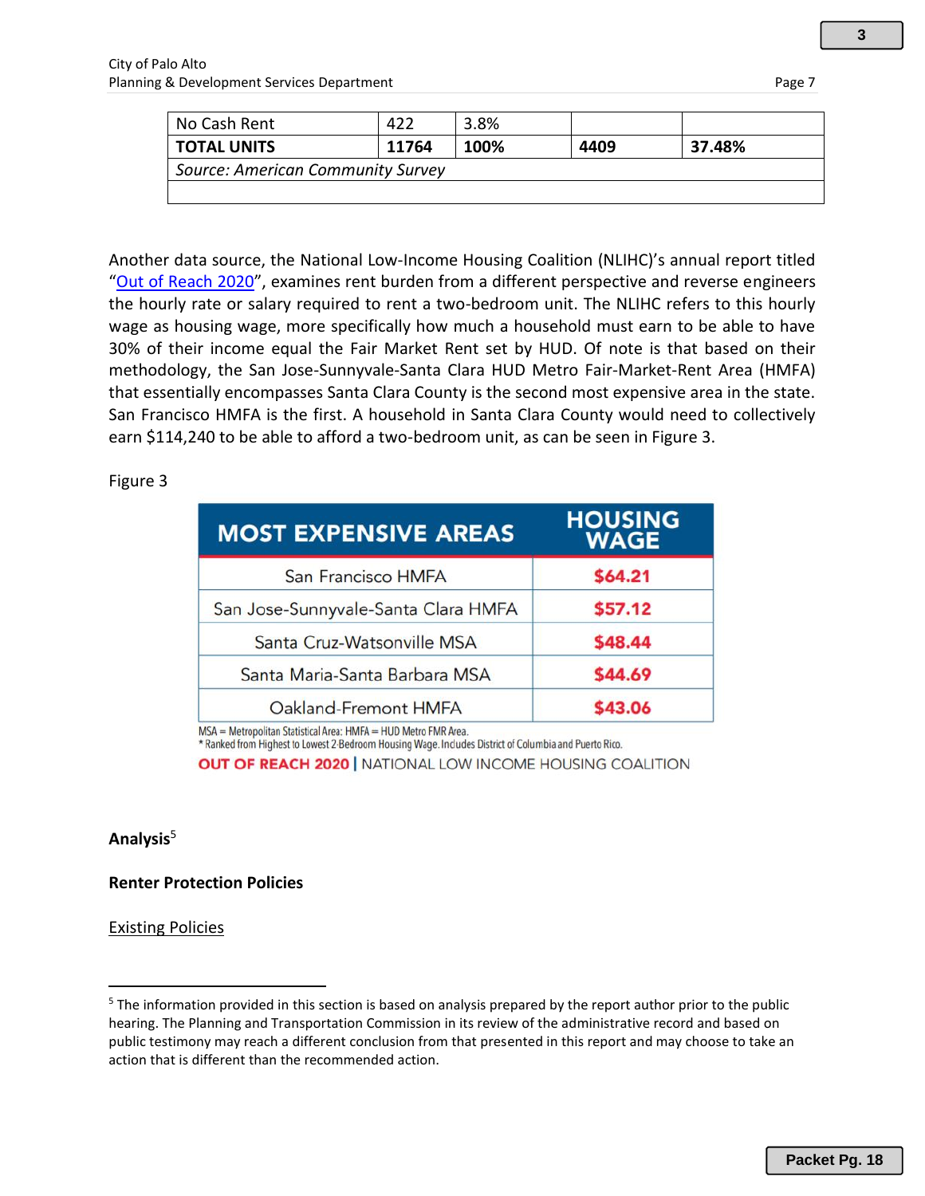| No Cash Rent | 422 | 3.8% | | |
|---|---|---|---|---|
| **TOTAL UNITS** | **11764** | **100%** | **4409** | **37.48%** |
| *Source: American Community Survey* | | | | |
| | | | | |

Another data source, the National Low-Income Housing Coalition (NLIHC)'s annual report titled "Out of Reach 2020", examines rent burden from a different perspective and reverse engineers the hourly rate or salary required to rent a two-bedroom unit. The NLIHC refers to this hourly wage as housing wage, more specifically how much a household must earn to be able to have 30% of their income equal the Fair Market Rent set by HUD. Of note is that based on their methodology, the San Jose-Sunnyvale-Santa Clara HUD Metro Fair-Market-Rent Area (HMFA) that essentially encompasses Santa Clara County is the second most expensive area in the state. San Francisco HMFA is the first. A household in Santa Clara County would need to collectively earn $114,240 to be able to afford a two-bedroom unit, as can be seen in Figure 3.

Figure 3

| MOST EXPENSIVE AREAS | HOUSING WAGE |
|---|---|
| San Francisco HMFA | $64.21 |
| San Jose-Sunnyvale-Santa Clara HMFA | $57.12 |
| Santa Cruz-Watsonville MSA | $48.44 |
| Santa Maria-Santa Barbara MSA | $44.69 |
| Oakland-Fremont HMFA | $43.06 |

MSA = Metropolitan Statistical Area: HMFA = HUD Metro FMR Area.
* Ranked from Highest to Lowest 2-Bedroom Housing Wage. Includes District of Columbia and Puerto Rico.

OUT OF REACH 2020 | NATIONAL LOW INCOME HOUSING COALITION

**Analysis**[5]

**Renter Protection Policies**

Existing Policies

[5] The information provided in this section is based on analysis prepared by the report author prior to the public hearing. The Planning and Transportation Commission in its review of the administrative record and based on public testimony may reach a different conclusion from that presented in this report and may choose to take an action that is different than the recommended action.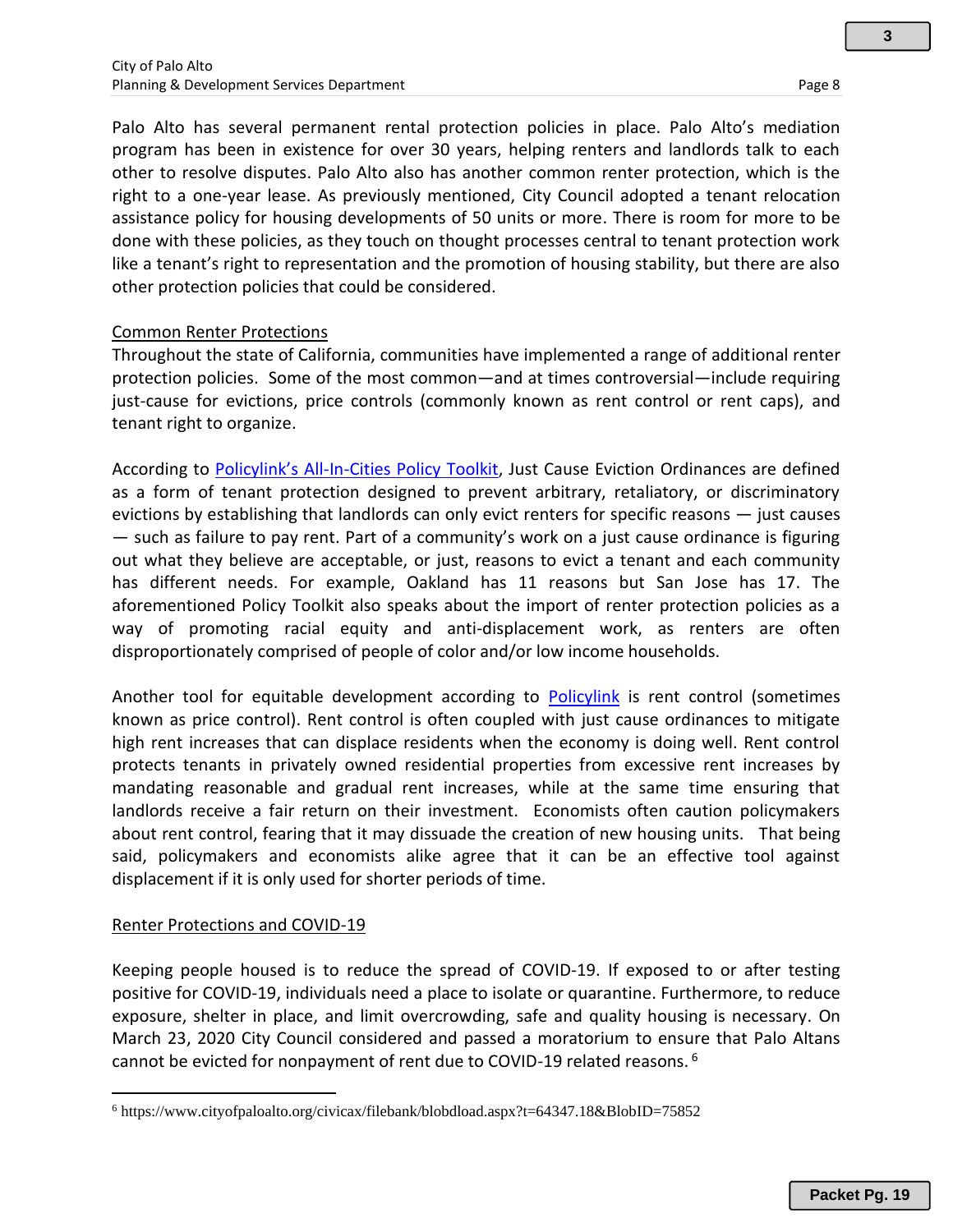Palo Alto has several permanent rental protection policies in place. Palo Alto's mediation program has been in existence for over 30 years, helping renters and landlords talk to each other to resolve disputes. Palo Alto also has another common renter protection, which is the right to a one-year lease. As previously mentioned, City Council adopted a tenant relocation assistance policy for housing developments of 50 units or more. There is room for more to be done with these policies, as they touch on thought processes central to tenant protection work like a tenant's right to representation and the promotion of housing stability, but there are also other protection policies that could be considered.

Common Renter Protections

Throughout the state of California, communities have implemented a range of additional renter protection policies. Some of the most common—and at times controversial—include requiring just-cause for evictions, price controls (commonly known as rent control or rent caps), and tenant right to organize.

According to Policylink's All-In-Cities Policy Toolkit, Just Cause Eviction Ordinances are defined as a form of tenant protection designed to prevent arbitrary, retaliatory, or discriminatory evictions by establishing that landlords can only evict renters for specific reasons — just causes — such as failure to pay rent. Part of a community's work on a just cause ordinance is figuring out what they believe are acceptable, or just, reasons to evict a tenant and each community has different needs. For example, Oakland has 11 reasons but San Jose has 17. The aforementioned Policy Toolkit also speaks about the import of renter protection policies as a way of promoting racial equity and anti-displacement work, as renters are often disproportionately comprised of people of color and/or low income households.

Another tool for equitable development according to Policylink is rent control (sometimes known as price control). Rent control is often coupled with just cause ordinances to mitigate high rent increases that can displace residents when the economy is doing well. Rent control protects tenants in privately owned residential properties from excessive rent increases by mandating reasonable and gradual rent increases, while at the same time ensuring that landlords receive a fair return on their investment. Economists often caution policymakers about rent control, fearing that it may dissuade the creation of new housing units. That being said, policymakers and economists alike agree that it can be an effective tool against displacement if it is only used for shorter periods of time.

Renter Protections and COVID-19

Keeping people housed is to reduce the spread of COVID-19. If exposed to or after testing positive for COVID-19, individuals need a place to isolate or quarantine. Furthermore, to reduce exposure, shelter in place, and limit overcrowding, safe and quality housing is necessary. On March 23, 2020 City Council considered and passed a moratorium to ensure that Palo Altans cannot be evicted for nonpayment of rent due to COVID-19 related reasons. [6]

---

[6] https://www.cityofpaloalto.org/civicax/filebank/blobdload.aspx?t=64347.18&BlobID=75852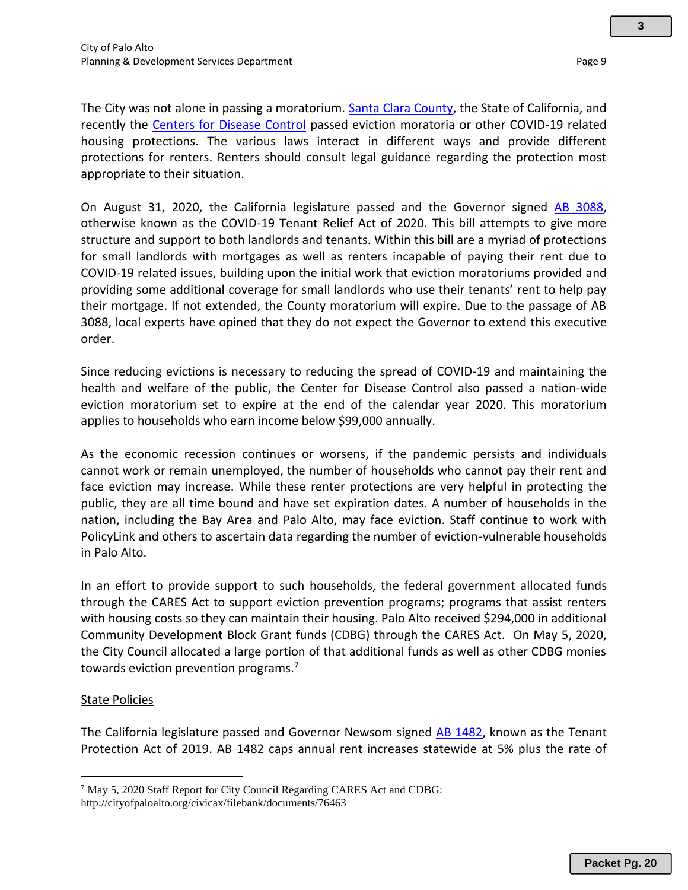The City was not alone in passing a moratorium. Santa Clara County, the State of California, and recently the Centers for Disease Control passed eviction moratoria or other COVID-19 related housing protections. The various laws interact in different ways and provide different protections for renters. Renters should consult legal guidance regarding the protection most appropriate to their situation.

On August 31, 2020, the California legislature passed and the Governor signed AB 3088, otherwise known as the COVID-19 Tenant Relief Act of 2020. This bill attempts to give more structure and support to both landlords and tenants. Within this bill are a myriad of protections for small landlords with mortgages as well as renters incapable of paying their rent due to COVID-19 related issues, building upon the initial work that eviction moratoriums provided and providing some additional coverage for small landlords who use their tenants' rent to help pay their mortgage. If not extended, the County moratorium will expire. Due to the passage of AB 3088, local experts have opined that they do not expect the Governor to extend this executive order.

Since reducing evictions is necessary to reducing the spread of COVID-19 and maintaining the health and welfare of the public, the Center for Disease Control also passed a nation-wide eviction moratorium set to expire at the end of the calendar year 2020. This moratorium applies to households who earn income below $99,000 annually.

As the economic recession continues or worsens, if the pandemic persists and individuals cannot work or remain unemployed, the number of households who cannot pay their rent and face eviction may increase. While these renter protections are very helpful in protecting the public, they are all time bound and have set expiration dates. A number of households in the nation, including the Bay Area and Palo Alto, may face eviction. Staff continue to work with PolicyLink and others to ascertain data regarding the number of eviction-vulnerable households in Palo Alto.

In an effort to provide support to such households, the federal government allocated funds through the CARES Act to support eviction prevention programs; programs that assist renters with housing costs so they can maintain their housing. Palo Alto received $294,000 in additional Community Development Block Grant funds (CDBG) through the CARES Act. On May 5, 2020, the City Council allocated a large portion of that additional funds as well as other CDBG monies towards eviction prevention programs.[7]

State Policies

The California legislature passed and Governor Newsom signed AB 1482, known as the Tenant Protection Act of 2019. AB 1482 caps annual rent increases statewide at 5% plus the rate of

[7] May 5, 2020 Staff Report for City Council Regarding CARES Act and CDBG: http://cityofpaloalto.org/civicax/filebank/documents/76463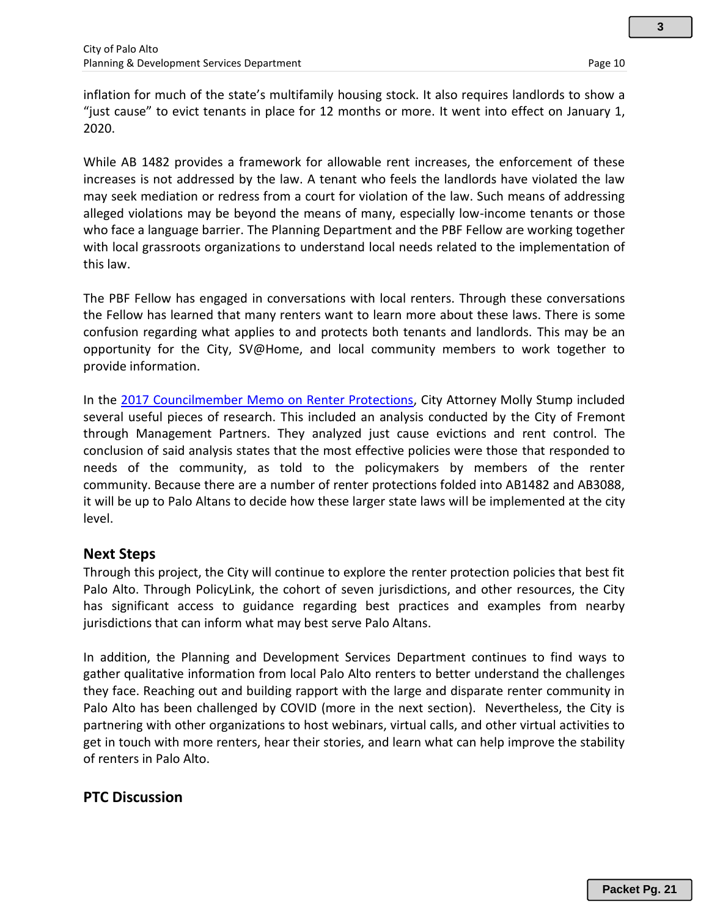inflation for much of the state's multifamily housing stock. It also requires landlords to show a "just cause" to evict tenants in place for 12 months or more. It went into effect on January 1, 2020.

While AB 1482 provides a framework for allowable rent increases, the enforcement of these increases is not addressed by the law. A tenant who feels the landlords have violated the law may seek mediation or redress from a court for violation of the law. Such means of addressing alleged violations may be beyond the means of many, especially low-income tenants or those who face a language barrier. The Planning Department and the PBF Fellow are working together with local grassroots organizations to understand local needs related to the implementation of this law.

The PBF Fellow has engaged in conversations with local renters. Through these conversations the Fellow has learned that many renters want to learn more about these laws. There is some confusion regarding what applies to and protects both tenants and landlords. This may be an opportunity for the City, SV@Home, and local community members to work together to provide information.

In the 2017 Councilmember Memo on Renter Protections, City Attorney Molly Stump included several useful pieces of research. This included an analysis conducted by the City of Fremont through Management Partners. They analyzed just cause evictions and rent control. The conclusion of said analysis states that the most effective policies were those that responded to needs of the community, as told to the policymakers by members of the renter community. Because there are a number of renter protections folded into AB1482 and AB3088, it will be up to Palo Altans to decide how these larger state laws will be implemented at the city level.

## Next Steps

Through this project, the City will continue to explore the renter protection policies that best fit Palo Alto. Through PolicyLink, the cohort of seven jurisdictions, and other resources, the City has significant access to guidance regarding best practices and examples from nearby jurisdictions that can inform what may best serve Palo Altans.

In addition, the Planning and Development Services Department continues to find ways to gather qualitative information from local Palo Alto renters to better understand the challenges they face. Reaching out and building rapport with the large and disparate renter community in Palo Alto has been challenged by COVID (more in the next section). Nevertheless, the City is partnering with other organizations to host webinars, virtual calls, and other virtual activities to get in touch with more renters, hear their stories, and learn what can help improve the stability of renters in Palo Alto.

## PTC Discussion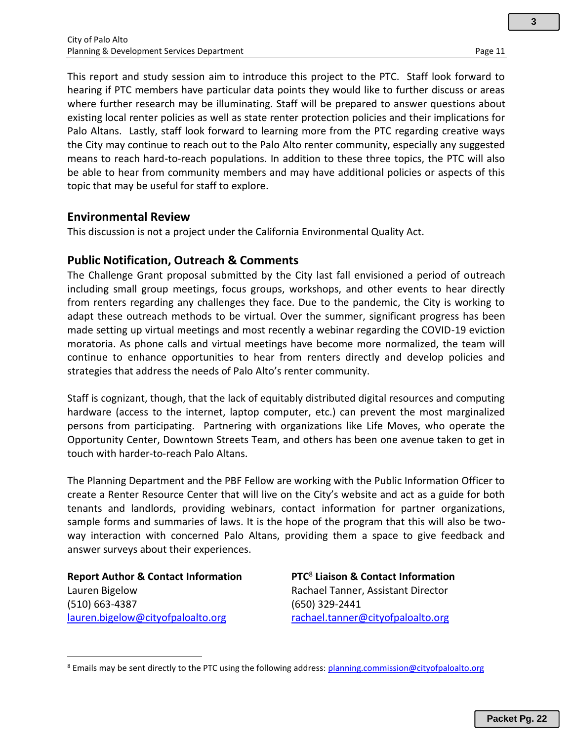This report and study session aim to introduce this project to the PTC. Staff look forward to hearing if PTC members have particular data points they would like to further discuss or areas where further research may be illuminating. Staff will be prepared to answer questions about existing local renter policies as well as state renter protection policies and their implications for Palo Altans. Lastly, staff look forward to learning more from the PTC regarding creative ways the City may continue to reach out to the Palo Alto renter community, especially any suggested means to reach hard-to-reach populations. In addition to these three topics, the PTC will also be able to hear from community members and may have additional policies or aspects of this topic that may be useful for staff to explore.

## Environmental Review

This discussion is not a project under the California Environmental Quality Act.

## Public Notification, Outreach & Comments

The Challenge Grant proposal submitted by the City last fall envisioned a period of outreach including small group meetings, focus groups, workshops, and other events to hear directly from renters regarding any challenges they face. Due to the pandemic, the City is working to adapt these outreach methods to be virtual. Over the summer, significant progress has been made setting up virtual meetings and most recently a webinar regarding the COVID-19 eviction moratoria. As phone calls and virtual meetings have become more normalized, the team will continue to enhance opportunities to hear from renters directly and develop policies and strategies that address the needs of Palo Alto's renter community.

Staff is cognizant, though, that the lack of equitably distributed digital resources and computing hardware (access to the internet, laptop computer, etc.) can prevent the most marginalized persons from participating. Partnering with organizations like Life Moves, who operate the Opportunity Center, Downtown Streets Team, and others has been one avenue taken to get in touch with harder-to-reach Palo Altans.

The Planning Department and the PBF Fellow are working with the Public Information Officer to create a Renter Resource Center that will live on the City's website and act as a guide for both tenants and landlords, providing webinars, contact information for partner organizations, sample forms and summaries of laws. It is the hope of the program that this will also be two-way interaction with concerned Palo Altans, providing them a space to give feedback and answer surveys about their experiences.

**Report Author & Contact Information**
Lauren Bigelow
(510) 663-4387
lauren.bigelow@cityofpaloalto.org

**PTC[8] Liaison & Contact Information**
Rachael Tanner, Assistant Director
(650) 329-2441
rachael.tanner@cityofpaloalto.org

[8] Emails may be sent directly to the PTC using the following address: planning.commission@cityofpaloalto.org